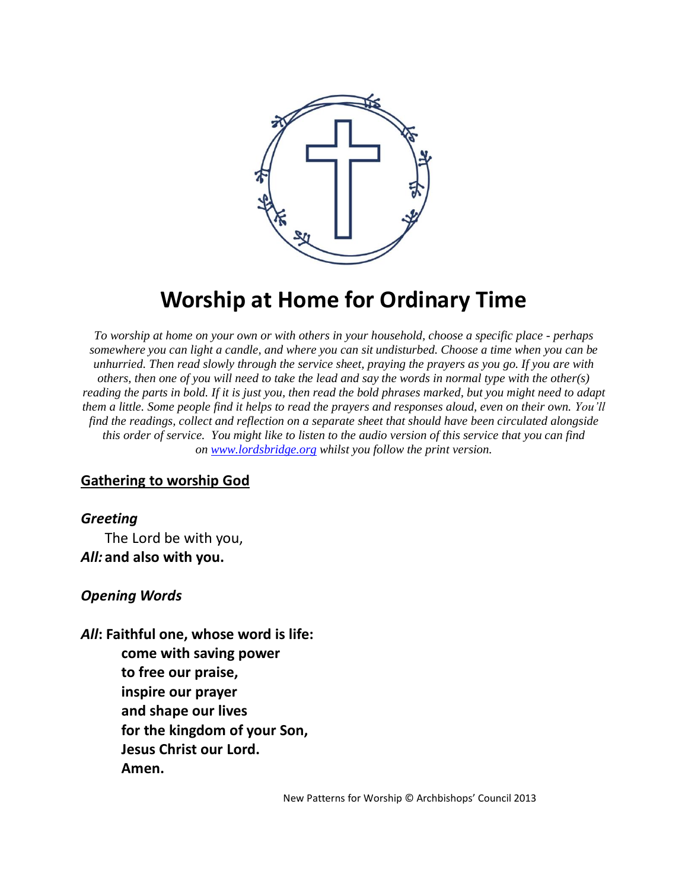# Worship at Home for Ordinary Time

*To worship at home on your own or with others in your household, choose a specific place - perhaps somewhere you can light a candle, and where you can sit undisturbed. Choose a time when you can be unhurried. Then read slowly through the service sheet, praying the prayers as you go. If you are with others, then one of you will need to take the lead and say the words in normal type with the other(s) reading the parts in bold. If it is just you, then read the bold phrases marked, but you might need to adapt them a little. Some people find it helps to read the prayers and responses aloud, even on their own. You'll find the readings, collect and reflection on a separate sheet that should have been circulated alongside this order of service. You might like to listen to the audio version of this service that you can find on [www.lordsbridge.org](http://www.lordsbridge.org) whilst you follow the print version.*

## Gathering to worship God

### *Greeting*

The Lord be with you,
***All:*** **and also with you.**

### *Opening Words*

***All*****: Faithful one, whose word is life:**
**come with saving power**
**to free our praise,**
**inspire our prayer**
**and shape our lives**
**for the kingdom of your Son,**
**Jesus Christ our Lord.**
**Amen.**

New Patterns for Worship © Archbishops' Council 2013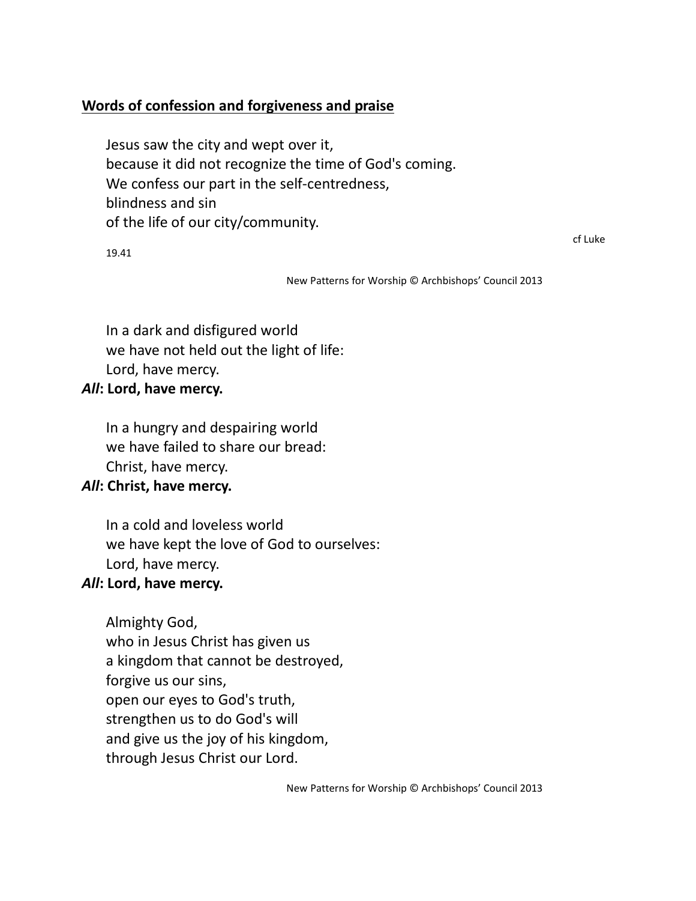## Words of confession and forgiveness and praise

Jesus saw the city and wept over it,
because it did not recognize the time of God's coming.
We confess our part in the self-centredness,
blindness and sin
of the life of our city/community.

cf Luke 19.41

New Patterns for Worship © Archbishops' Council 2013

In a dark and disfigured world
we have not held out the light of life:
Lord, have mercy.
***All*: Lord, have mercy.**

In a hungry and despairing world
we have failed to share our bread:
Christ, have mercy.
***All*: Christ, have mercy.**

In a cold and loveless world
we have kept the love of God to ourselves:
Lord, have mercy.
***All*: Lord, have mercy.**

Almighty God,
who in Jesus Christ has given us
a kingdom that cannot be destroyed,
forgive us our sins,
open our eyes to God's truth,
strengthen us to do God's will
and give us the joy of his kingdom,
through Jesus Christ our Lord.

New Patterns for Worship © Archbishops' Council 2013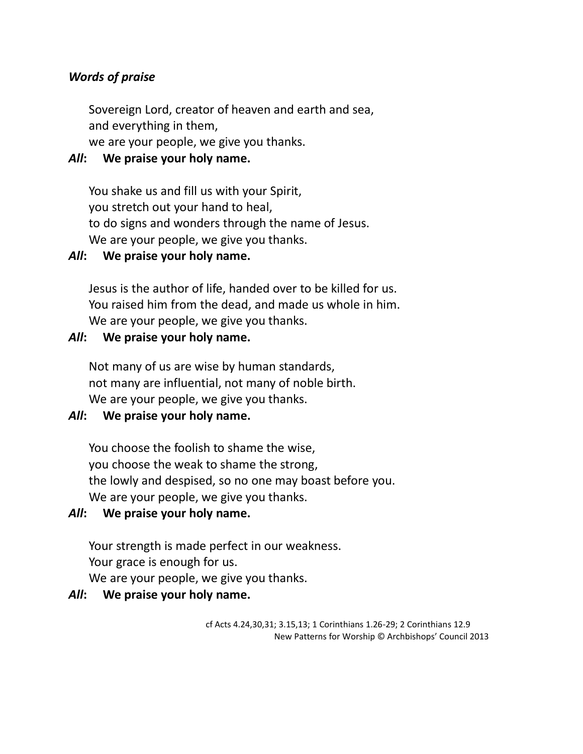### *Words of praise*

Sovereign Lord, creator of heaven and earth and sea,  
and everything in them,  
we are your people, we give you thanks.

***All*: We praise your holy name.**

You shake us and fill us with your Spirit,  
you stretch out your hand to heal,  
to do signs and wonders through the name of Jesus.  
We are your people, we give you thanks.

***All*: We praise your holy name.**

Jesus is the author of life, handed over to be killed for us.  
You raised him from the dead, and made us whole in him.  
We are your people, we give you thanks.

***All*: We praise your holy name.**

Not many of us are wise by human standards,  
not many are influential, not many of noble birth.  
We are your people, we give you thanks.

***All*: We praise your holy name.**

You choose the foolish to shame the wise,  
you choose the weak to shame the strong,  
the lowly and despised, so no one may boast before you.  
We are your people, we give you thanks.

***All*: We praise your holy name.**

Your strength is made perfect in our weakness.  
Your grace is enough for us.  
We are your people, we give you thanks.

***All*: We praise your holy name.**

cf Acts 4.24,30,31; 3.15,13; 1 Corinthians 1.26-29; 2 Corinthians 12.9  
New Patterns for Worship © Archbishops' Council 2013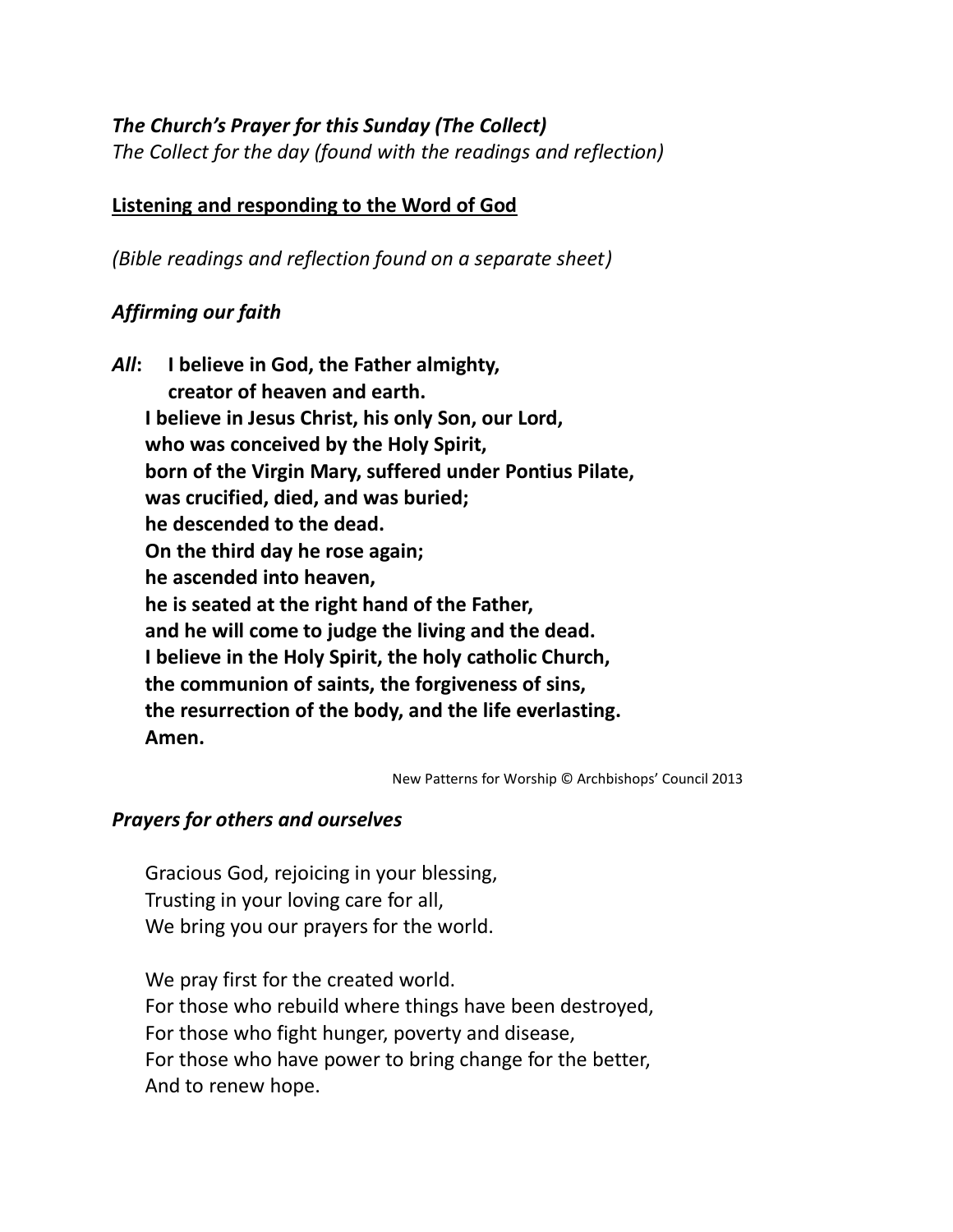***The Church's Prayer for this Sunday (The Collect)***

*The Collect for the day (found with the readings and reflection)*

**<u>Listening and responding to the Word of God</u>**

*(Bible readings and reflection found on a separate sheet)*

***Affirming our faith***

***All*: I believe in God, the Father almighty,**
**creator of heaven and earth.**
**I believe in Jesus Christ, his only Son, our Lord,**
**who was conceived by the Holy Spirit,**
**born of the Virgin Mary, suffered under Pontius Pilate,**
**was crucified, died, and was buried;**
**he descended to the dead.**
**On the third day he rose again;**
**he ascended into heaven,**
**he is seated at the right hand of the Father,**
**and he will come to judge the living and the dead.**
**I believe in the Holy Spirit, the holy catholic Church,**
**the communion of saints, the forgiveness of sins,**
**the resurrection of the body, and the life everlasting.**
**Amen.**

New Patterns for Worship © Archbishops' Council 2013

***Prayers for others and ourselves***

Gracious God, rejoicing in your blessing,
Trusting in your loving care for all,
We bring you our prayers for the world.

We pray first for the created world.
For those who rebuild where things have been destroyed,
For those who fight hunger, poverty and disease,
For those who have power to bring change for the better,
And to renew hope.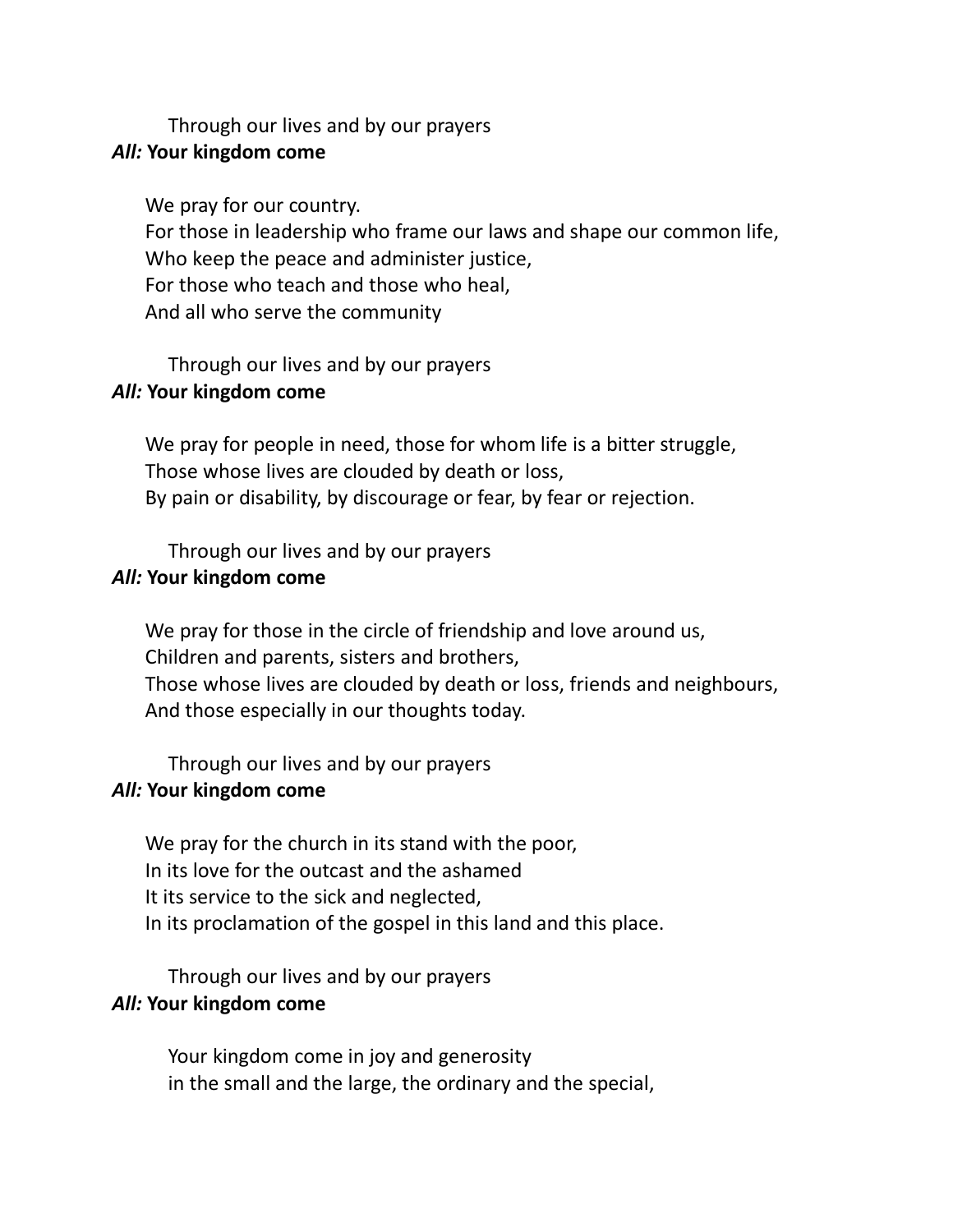Through our lives and by our prayers
***All:*** **Your kingdom come**

We pray for our country.
For those in leadership who frame our laws and shape our common life,
Who keep the peace and administer justice,
For those who teach and those who heal,
And all who serve the community

Through our lives and by our prayers
***All:*** **Your kingdom come**

We pray for people in need, those for whom life is a bitter struggle,
Those whose lives are clouded by death or loss,
By pain or disability, by discourage or fear, by fear or rejection.

Through our lives and by our prayers
***All:*** **Your kingdom come**

We pray for those in the circle of friendship and love around us,
Children and parents, sisters and brothers,
Those whose lives are clouded by death or loss, friends and neighbours,
And those especially in our thoughts today.

Through our lives and by our prayers
***All:*** **Your kingdom come**

We pray for the church in its stand with the poor,
In its love for the outcast and the ashamed
It its service to the sick and neglected,
In its proclamation of the gospel in this land and this place.

Through our lives and by our prayers
***All:*** **Your kingdom come**

Your kingdom come in joy and generosity
in the small and the large, the ordinary and the special,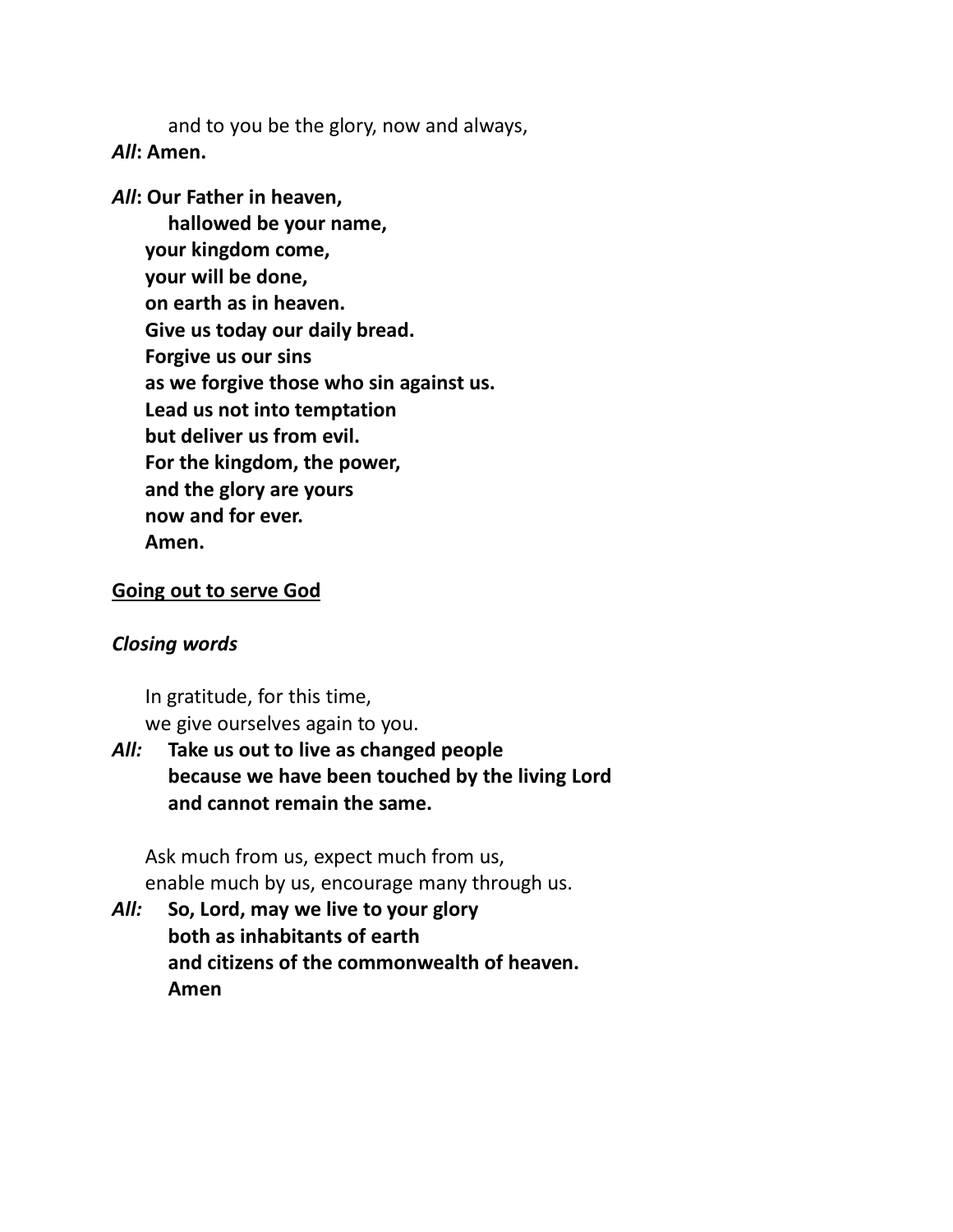and to you be the glory, now and always,

***All*: Amen.**

***All*: Our Father in heaven,**
**hallowed be your name,**
**your kingdom come,**
**your will be done,**
**on earth as in heaven.**
**Give us today our daily bread.**
**Forgive us our sins**
**as we forgive those who sin against us.**
**Lead us not into temptation**
**but deliver us from evil.**
**For the kingdom, the power,**
**and the glory are yours**
**now and for ever.**
**Amen.**

<u>**Going out to serve God**</u>

***Closing words***

In gratitude, for this time,
we give ourselves again to you.

***All:*** **Take us out to live as changed people**
**because we have been touched by the living Lord**
**and cannot remain the same.**

Ask much from us, expect much from us,
enable much by us, encourage many through us.

***All:*** **So, Lord, may we live to your glory**
**both as inhabitants of earth**
**and citizens of the commonwealth of heaven.**
**Amen**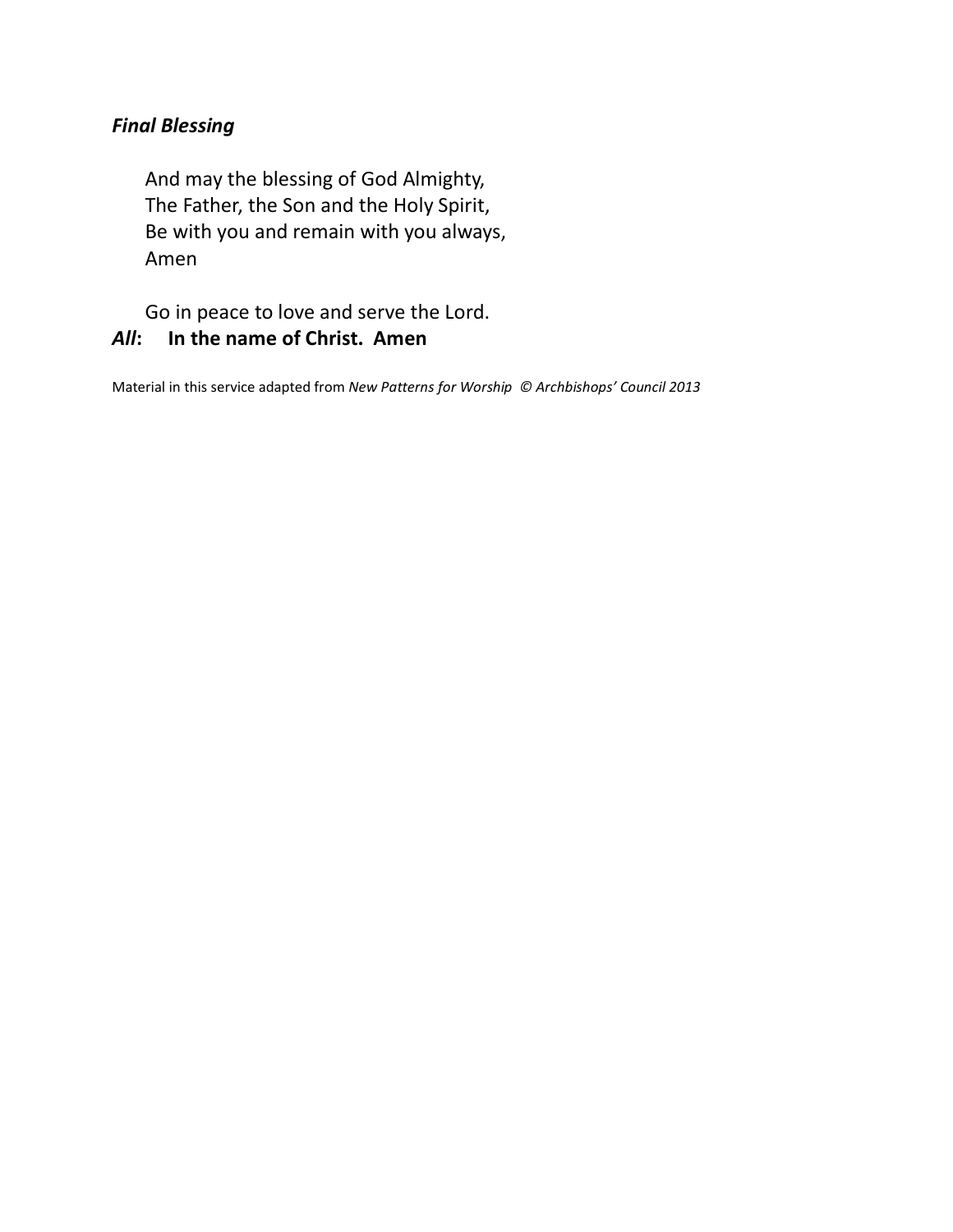***Final Blessing***

And may the blessing of God Almighty,
The Father, the Son and the Holy Spirit,
Be with you and remain with you always,
Amen

Go in peace to love and serve the Lord.

***All*: In the name of Christ. Amen**

Material in this service adapted from *New Patterns for Worship © Archbishops' Council 2013*